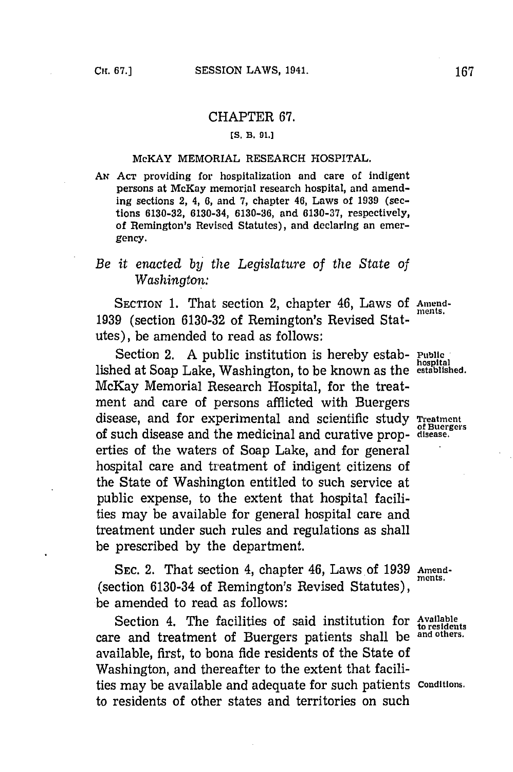# CHAPTER 67.

[S. B. 91.]

## McKAY MEMORIAL RESEARCH HOSPITAL.

AN ACT providing for hospitalization and care of indigent persons at McKay memorial research hospital, and amending sections 2, 4, 6, and 7, chapter 46, Laws of 1939 (sections 6130-32, 6130-34, 6130-36, and 6130-37, respectively, of Remington's Revised Statutes), and declaring an emergency.

*Be it enacted by the Legislature of the State of Washington:*

SECTION 1. That section 2, chapter 46, Laws of 1939 (section 6130-32 of Remington's Revised Statutes), be amended to read as follows:

**Amendments.**

Section 2. A public institution is hereby established at Soap Lake, Washington, to be known as the McKay Memorial Research Hospital, for the treatment and care of persons afflicted with Buergers disease, and for experimental and scientific study of such disease and the medicinal and curative properties of the waters of Soap Lake, and for general hospital care and treatment of indigent citizens of the State of Washington entitled to such service at public expense, to the extent that hospital facilities may be available for general hospital care and treatment under such rules and regulations as shall be prescribed by the department.

**Public hospital established.**

**Treatment of Buergers disease.**

SEC. 2. That section 4, chapter 46, Laws of 1939 (section 6130-34 of Remington's Revised Statutes), be amended to read as follows:

**Amendments.**

Section 4. The facilities of said institution for care and treatment of Buergers patients shall be available, first, to bona fide residents of the State of Washington, and thereafter to the extent that facilities may be available and adequate for such patients to residents of other states and territories on such

**Available to residents and others.**

**Conditions.**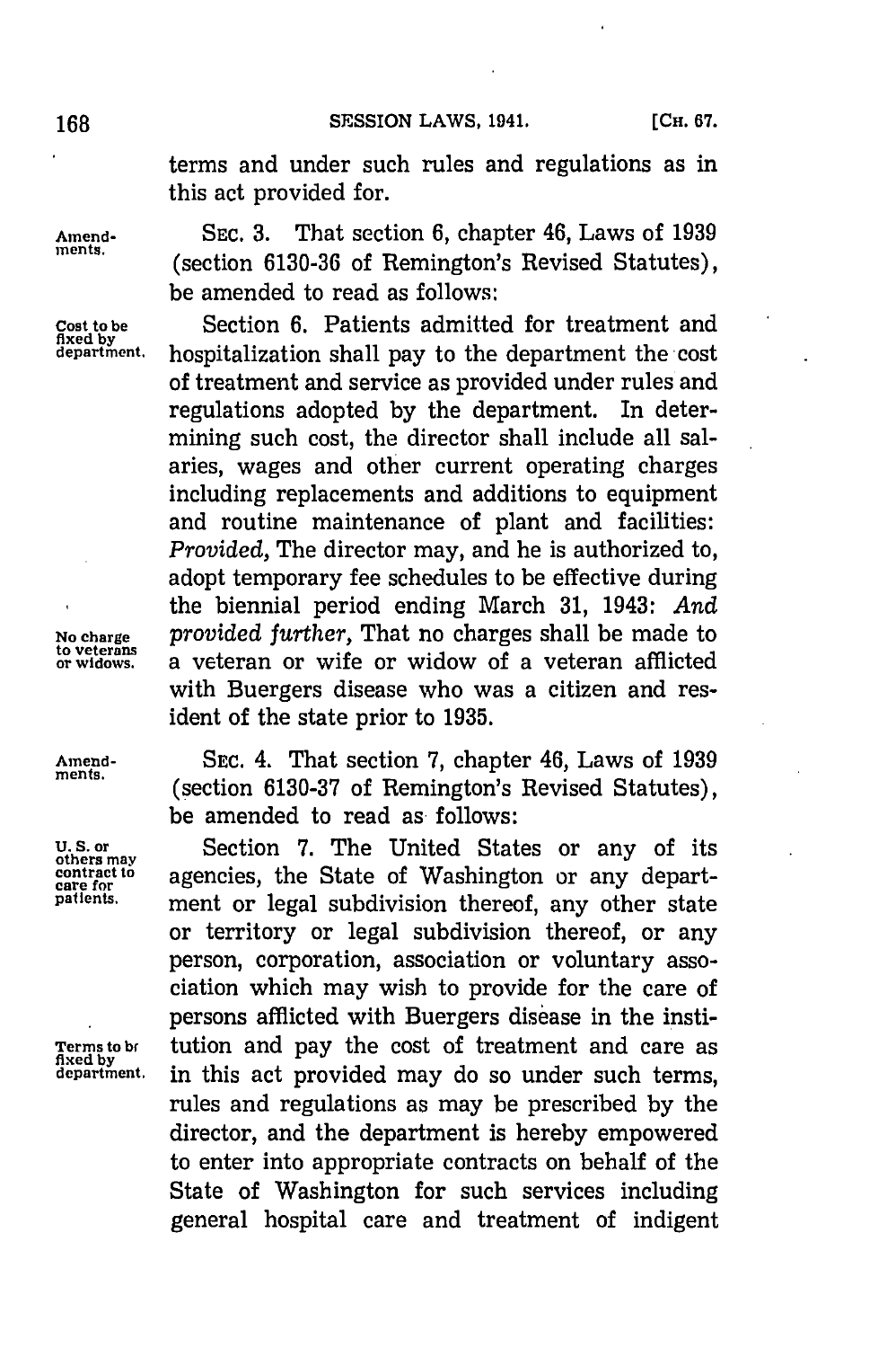terms and under such rules and regulations as in this act provided for.

Amendments. SEC. 3. That section 6, chapter 46, Laws of 1939 (section 6130-36 of Remington's Revised Statutes), be amended to read as follows:

Cost to be fixed by department. Section 6. Patients admitted for treatment and hospitalization shall pay to the department the cost of treatment and service as provided under rules and regulations adopted by the department. In determining such cost, the director shall include all salaries, wages and other current operating charges including replacements and additions to equipment and routine maintenance of plant and facilities: *Provided,* The director may, and he is authorized to, adopt temporary fee schedules to be effective during the biennial period ending March 31, 1943: *And provided further,* That no charges shall be made to a veteran or wife or widow of a veteran afflicted with Buergers disease who was a citizen and resident of the state prior to 1935.

No charge to veterans or widows.

Amendments. SEC. 4. That section 7, chapter 46, Laws of 1939 (section 6130-37 of Remington's Revised Statutes), be amended to read as follows:

U. S. or others may contract to care for patients. Section 7. The United States or any of its agencies, the State of Washington or any department or legal subdivision thereof, any other state or territory or legal subdivision thereof, or any person, corporation, association or voluntary association which may wish to provide for the care of persons afflicted with Buergers disease in the institution and pay the cost of treatment and care as in this act provided may do so under such terms, rules and regulations as may be prescribed by the director, and the department is hereby empowered to enter into appropriate contracts on behalf of the State of Washington for such services including general hospital care and treatment of indigent

Terms to be fixed by department.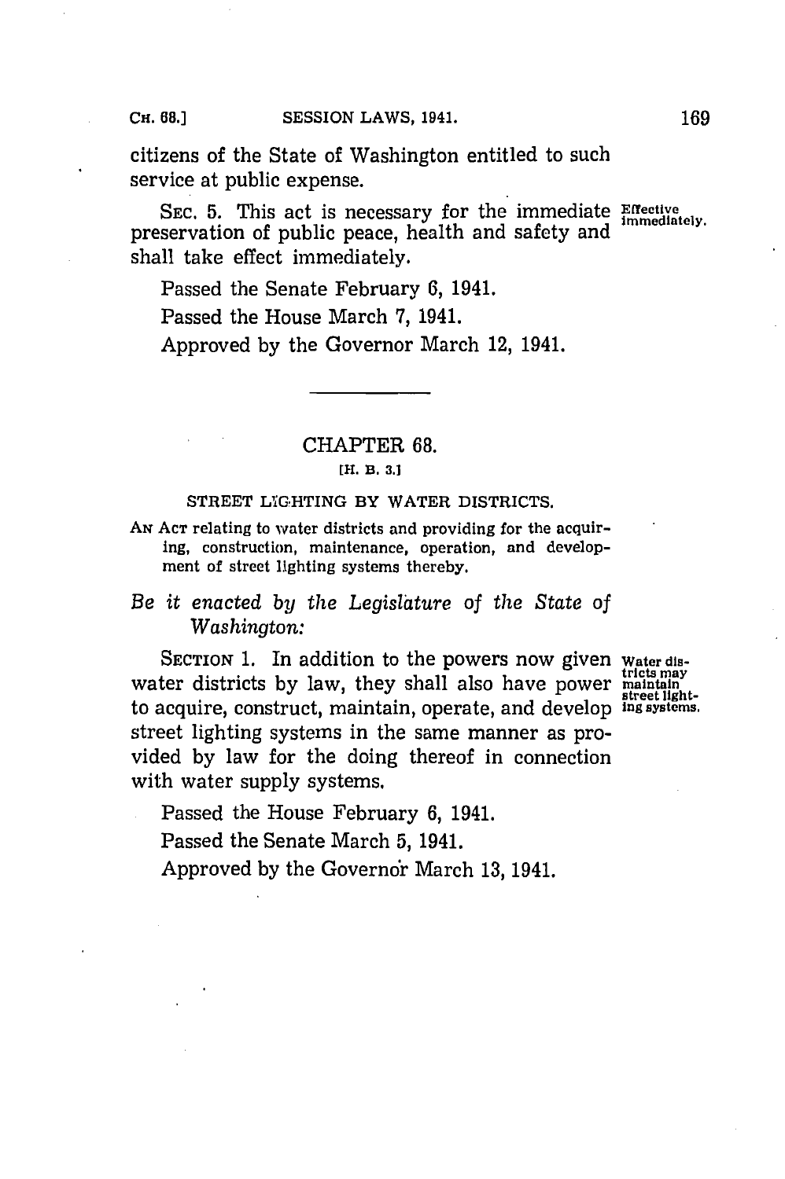citizens of the State of Washington entitled to such service at public expense.

SEC. 5. This act is necessary for the immediate preservation of public peace, health and safety and shall take effect immediately.

Effective immediately.

Passed the Senate February 6, 1941.

Passed the House March 7, 1941.

Approved by the Governor March 12, 1941.

---

## CHAPTER 68.

[H. B. 3.]

### STREET LIGHTING BY WATER DISTRICTS.

AN ACT relating to water districts and providing for the acquiring, construction, maintenance, operation, and development of street lighting systems thereby.

*Be it enacted by the Legislature of the State of Washington:*

SECTION 1. In addition to the powers now given water districts by law, they shall also have power to acquire, construct, maintain, operate, and develop street lighting systems in the same manner as provided by law for the doing thereof in connection with water supply systems.

Water districts may maintain street lighting systems.

Passed the House February 6, 1941.

Passed the Senate March 5, 1941.

Approved by the Governor March 13, 1941.